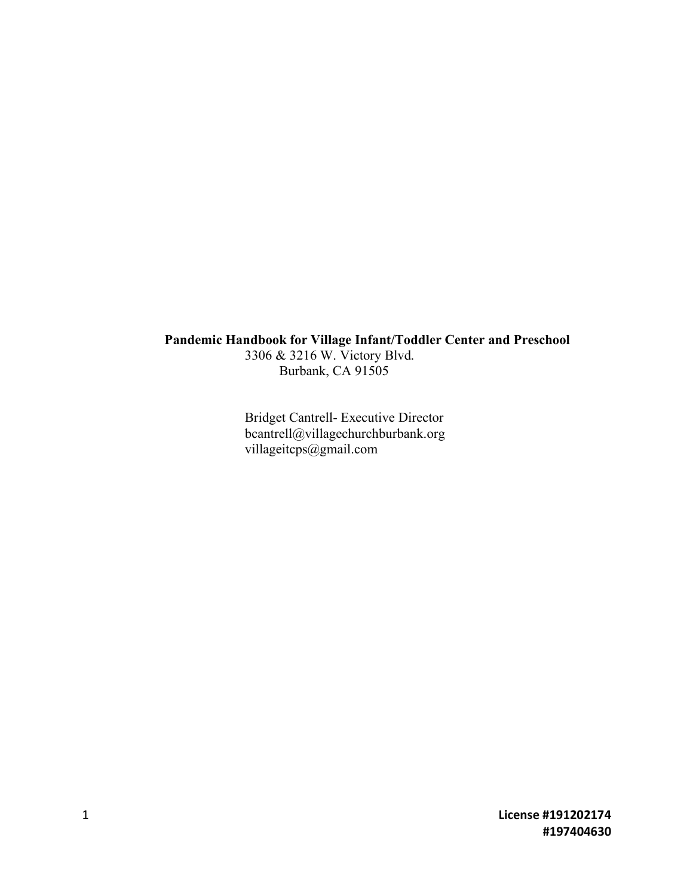**Pandemic Handbook for Village Infant/Toddler Center and Preschool**

3306 & 3216 W. Victory Blvd.
Burbank, CA 91505

Bridget Cantrell- Executive Director
bcantrell@villagechurchburbank.org
villageitcps@gmail.com

**License #191202174**
**#197404630**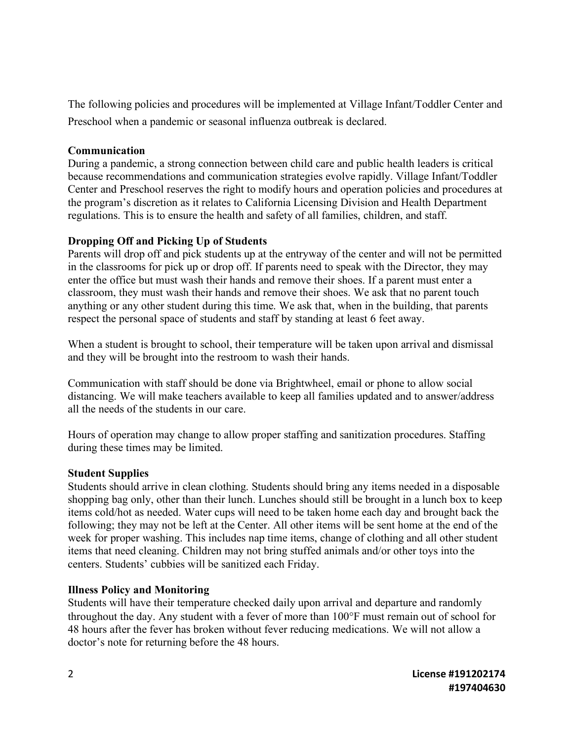The following policies and procedures will be implemented at Village Infant/Toddler Center and Preschool when a pandemic or seasonal influenza outbreak is declared.

**Communication**

During a pandemic, a strong connection between child care and public health leaders is critical because recommendations and communication strategies evolve rapidly. Village Infant/Toddler Center and Preschool reserves the right to modify hours and operation policies and procedures at the program's discretion as it relates to California Licensing Division and Health Department regulations. This is to ensure the health and safety of all families, children, and staff.

**Dropping Off and Picking Up of Students**

Parents will drop off and pick students up at the entryway of the center and will not be permitted in the classrooms for pick up or drop off. If parents need to speak with the Director, they may enter the office but must wash their hands and remove their shoes. If a parent must enter a classroom, they must wash their hands and remove their shoes. We ask that no parent touch anything or any other student during this time. We ask that, when in the building, that parents respect the personal space of students and staff by standing at least 6 feet away.

When a student is brought to school, their temperature will be taken upon arrival and dismissal and they will be brought into the restroom to wash their hands.

Communication with staff should be done via Brightwheel, email or phone to allow social distancing. We will make teachers available to keep all families updated and to answer/address all the needs of the students in our care.

Hours of operation may change to allow proper staffing and sanitization procedures. Staffing during these times may be limited.

**Student Supplies**

Students should arrive in clean clothing. Students should bring any items needed in a disposable shopping bag only, other than their lunch. Lunches should still be brought in a lunch box to keep items cold/hot as needed. Water cups will need to be taken home each day and brought back the following; they may not be left at the Center. All other items will be sent home at the end of the week for proper washing. This includes nap time items, change of clothing and all other student items that need cleaning. Children may not bring stuffed animals and/or other toys into the centers. Students' cubbies will be sanitized each Friday.

**Illness Policy and Monitoring**

Students will have their temperature checked daily upon arrival and departure and randomly throughout the day. Any student with a fever of more than 100°F must remain out of school for 48 hours after the fever has broken without fever reducing medications. We will not allow a doctor's note for returning before the 48 hours.

**License #191202174**
**#197404630**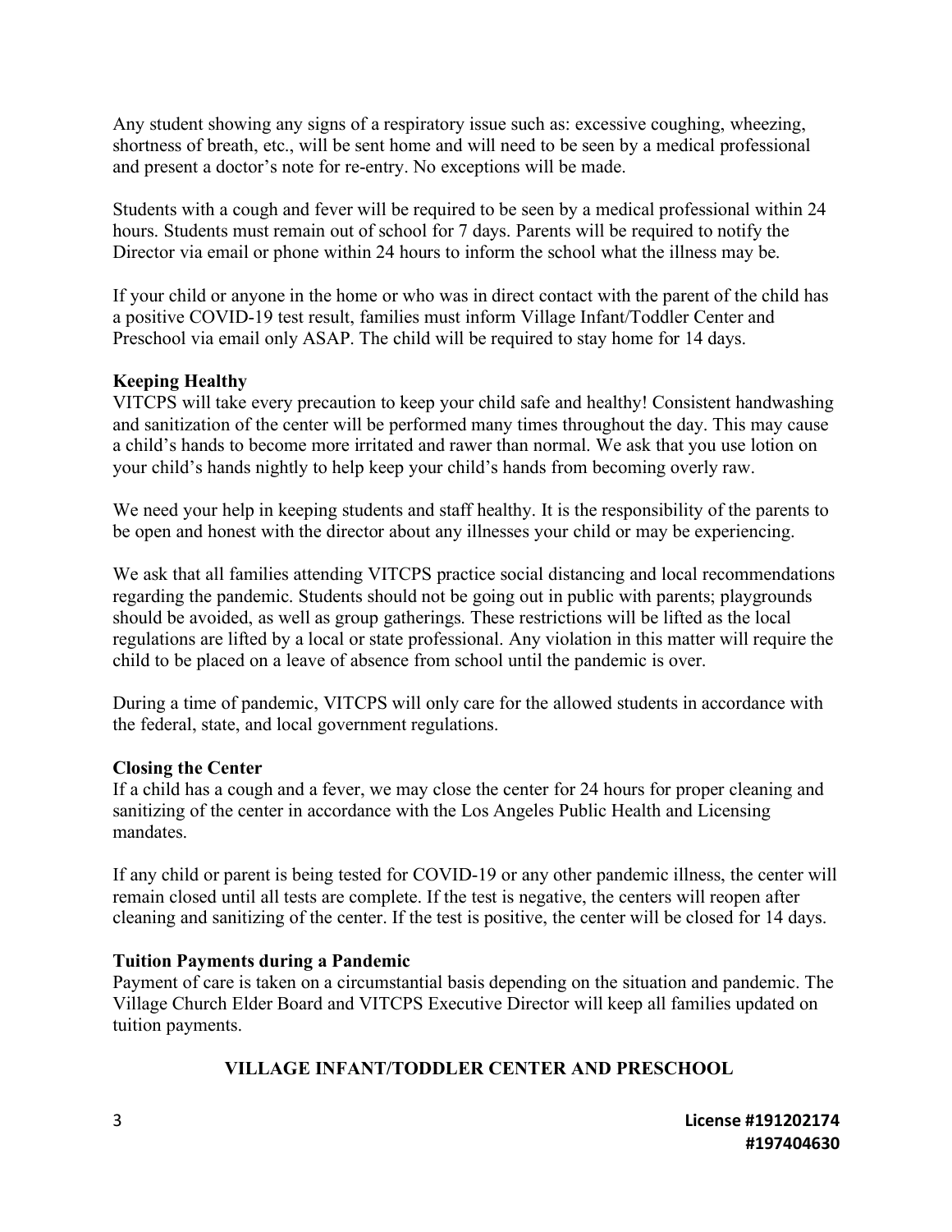Any student showing any signs of a respiratory issue such as: excessive coughing, wheezing, shortness of breath, etc., will be sent home and will need to be seen by a medical professional and present a doctor's note for re-entry. No exceptions will be made.

Students with a cough and fever will be required to be seen by a medical professional within 24 hours. Students must remain out of school for 7 days. Parents will be required to notify the Director via email or phone within 24 hours to inform the school what the illness may be.

If your child or anyone in the home or who was in direct contact with the parent of the child has a positive COVID-19 test result, families must inform Village Infant/Toddler Center and Preschool via email only ASAP. The child will be required to stay home for 14 days.

**Keeping Healthy**

VITCPS will take every precaution to keep your child safe and healthy! Consistent handwashing and sanitization of the center will be performed many times throughout the day. This may cause a child's hands to become more irritated and rawer than normal. We ask that you use lotion on your child's hands nightly to help keep your child's hands from becoming overly raw.

We need your help in keeping students and staff healthy. It is the responsibility of the parents to be open and honest with the director about any illnesses your child or may be experiencing.

We ask that all families attending VITCPS practice social distancing and local recommendations regarding the pandemic. Students should not be going out in public with parents; playgrounds should be avoided, as well as group gatherings. These restrictions will be lifted as the local regulations are lifted by a local or state professional. Any violation in this matter will require the child to be placed on a leave of absence from school until the pandemic is over.

During a time of pandemic, VITCPS will only care for the allowed students in accordance with the federal, state, and local government regulations.

**Closing the Center**

If a child has a cough and a fever, we may close the center for 24 hours for proper cleaning and sanitizing of the center in accordance with the Los Angeles Public Health and Licensing mandates.

If any child or parent is being tested for COVID-19 or any other pandemic illness, the center will remain closed until all tests are complete. If the test is negative, the centers will reopen after cleaning and sanitizing of the center. If the test is positive, the center will be closed for 14 days.

**Tuition Payments during a Pandemic**

Payment of care is taken on a circumstantial basis depending on the situation and pandemic. The Village Church Elder Board and VITCPS Executive Director will keep all families updated on tuition payments.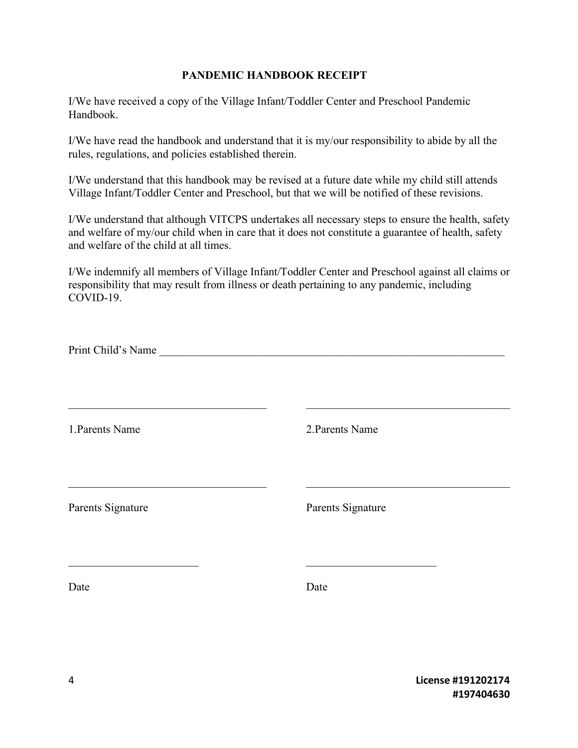## PANDEMIC HANDBOOK RECEIPT

I/We have received a copy of the Village Infant/Toddler Center and Preschool Pandemic Handbook.

I/We have read the handbook and understand that it is my/our responsibility to abide by all the rules, regulations, and policies established therein.

I/We understand that this handbook may be revised at a future date while my child still attends Village Infant/Toddler Center and Preschool, but that we will be notified of these revisions.

I/We understand that although VITCPS undertakes all necessary steps to ensure the health, safety and welfare of my/our child when in care that it does not constitute a guarantee of health, safety and welfare of the child at all times.

I/We indemnify all members of Village Infant/Toddler Center and Preschool against all claims or responsibility that may result from illness or death pertaining to any pandemic, including COVID-19.

Print Child's Name ________________________________________________________________

___________________________________ ___________________________________

1.Parents Name 2.Parents Name

___________________________________ ___________________________________

Parents Signature Parents Signature

_______________________ _______________________

Date Date

**License #191202174**
**#197404630**